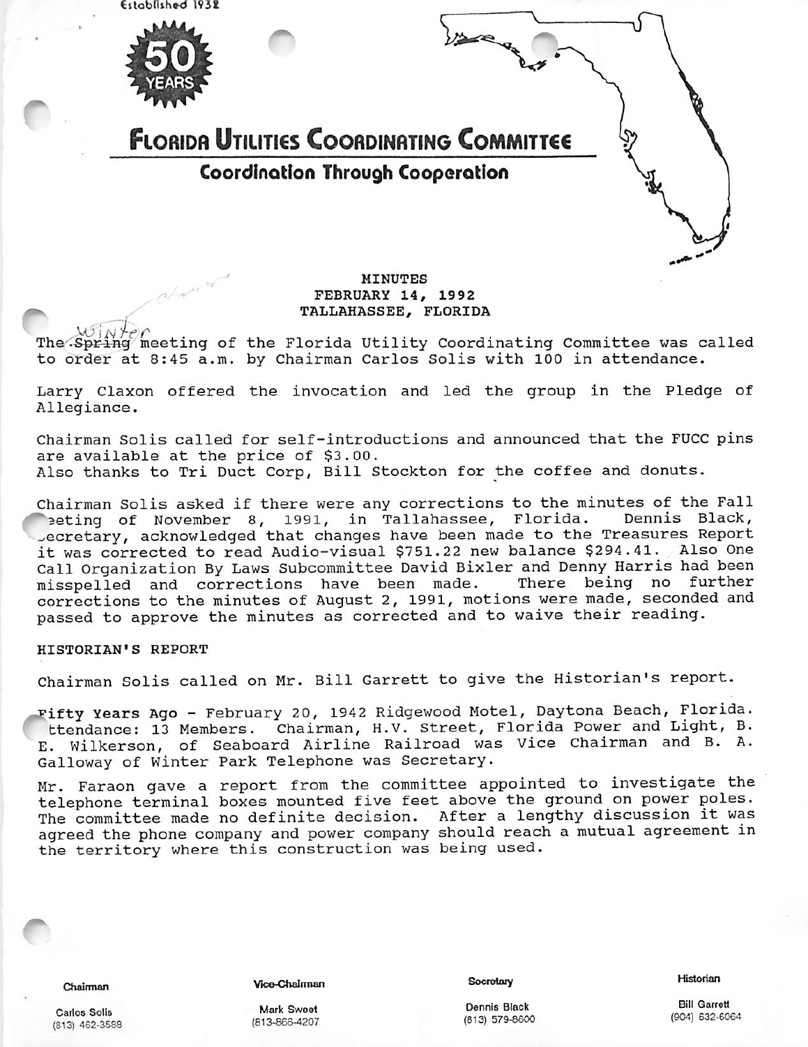Established 1932

50 YEARS

# FLORIDA UTILITIES COORDINATING COMMITTEE

## Coordination Through Cooperation

MINUTES
FEBRUARY 14, 1992
TALLAHASSEE, FLORIDA

The ~~Spring~~ Winter meeting of the Florida Utility Coordinating Committee was called to order at 8:45 a.m. by Chairman Carlos Solis with 100 in attendance.

Larry Claxon offered the invocation and led the group in the Pledge of Allegiance.

Chairman Solis called for self-introductions and announced that the FUCC pins are available at the price of $3.00.
Also thanks to Tri Duct Corp, Bill Stockton for the coffee and donuts.

Chairman Solis asked if there were any corrections to the minutes of the Fall meeting of November 8, 1991, in Tallahassee, Florida. Dennis Black, Secretary, acknowledged that changes have been made to the Treasures Report it was corrected to read Audio-visual $751.22 new balance $294.41. Also One Call Organization By Laws Subcommittee David Bixler and Denny Harris had been misspelled and corrections have been made. There being no further corrections to the minutes of August 2, 1991, motions were made, seconded and passed to approve the minutes as corrected and to waive their reading.

HISTORIAN'S REPORT

Chairman Solis called on Mr. Bill Garrett to give the Historian's report.

**Fifty Years Ago** - February 20, 1942 Ridgewood Motel, Daytona Beach, Florida. Attendance: 13 Members. Chairman, H.V. Street, Florida Power and Light, B. E. Wilkerson, of Seaboard Airline Railroad was Vice Chairman and B. A. Galloway of Winter Park Telephone was Secretary.

Mr. Faraon gave a report from the committee appointed to investigate the telephone terminal boxes mounted five feet above the ground on power poles. The committee made no definite decision. After a lengthy discussion it was agreed the phone company and power company should reach a mutual agreement in the territory where this construction was being used.

| Chairman | Vice-Chairman | Secretary | Historian |
|---|---|---|---|
| Carlos Solis | Mark Sweet | Dennis Black | Bill Garrett |
| (813) 462-3588 | (813-866-4207 | (813) 579-8600 | (904) 632-6064 |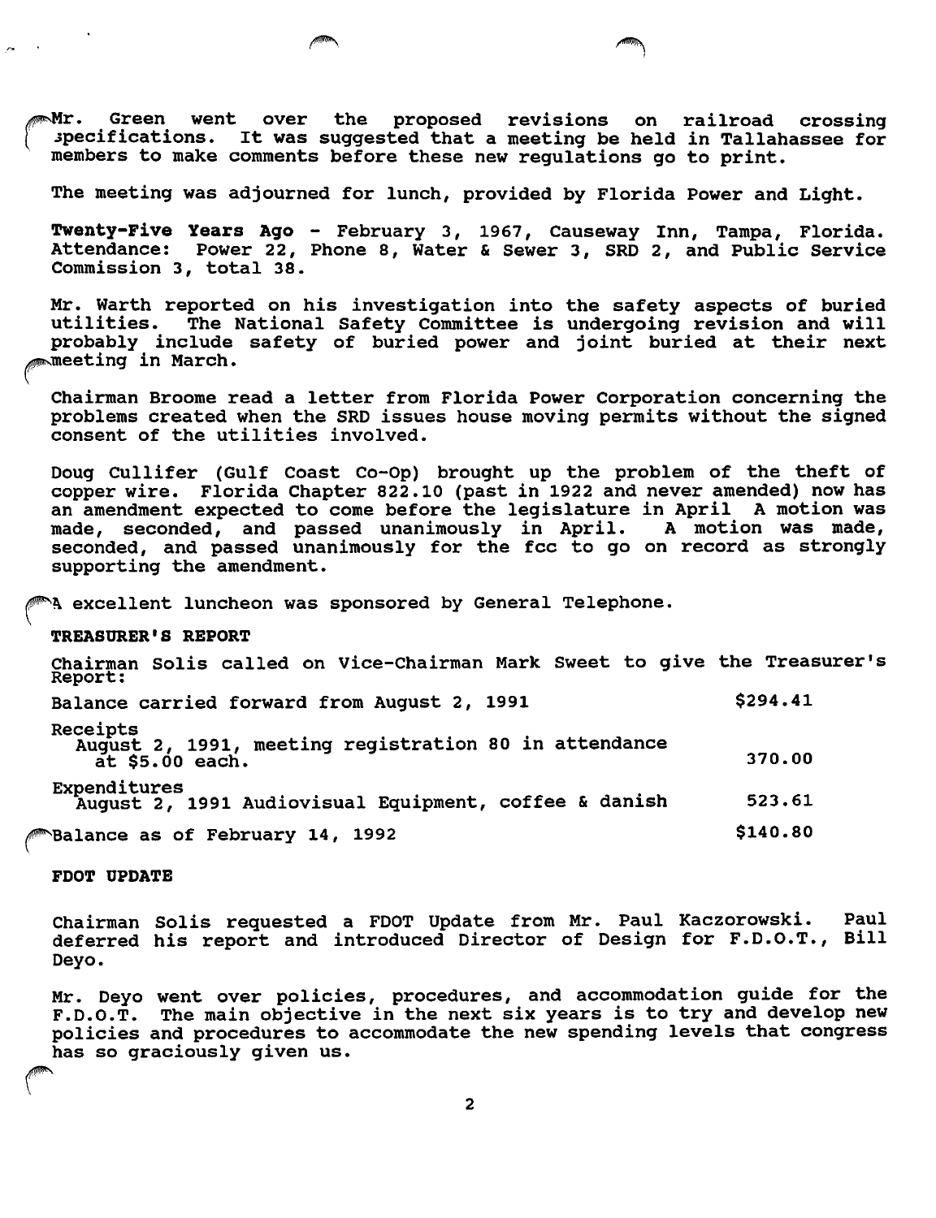Mr. Green went over the proposed revisions on railroad crossing specifications. It was suggested that a meeting be held in Tallahassee for members to make comments before these new regulations go to print.

The meeting was adjourned for lunch, provided by Florida Power and Light.

**Twenty-Five Years Ago** - February 3, 1967, Causeway Inn, Tampa, Florida. Attendance: Power 22, Phone 8, Water & Sewer 3, SRD 2, and Public Service Commission 3, total 38.

Mr. Warth reported on his investigation into the safety aspects of buried utilities. The National Safety Committee is undergoing revision and will probably include safety of buried power and joint buried at their next meeting in March.

Chairman Broome read a letter from Florida Power Corporation concerning the problems created when the SRD issues house moving permits without the signed consent of the utilities involved.

Doug Cullifer (Gulf Coast Co-Op) brought up the problem of the theft of copper wire. Florida Chapter 822.10 (past in 1922 and never amended) now has an amendment expected to come before the legislature in April A motion was made, seconded, and passed unanimously in April. A motion was made, seconded, and passed unanimously for the fcc to go on record as strongly supporting the amendment.

A excellent luncheon was sponsored by General Telephone.

**TREASURER'S REPORT**

Chairman Solis called on Vice-Chairman Mark Sweet to give the Treasurer's Report:

| | |
|---|---|
| Balance carried forward from August 2, 1991 | $294.41 |
| Receipts<br>August 2, 1991, meeting registration 80 in attendance at $5.00 each. | 370.00 |
| Expenditures<br>August 2, 1991 Audiovisual Equipment, coffee & danish | 523.61 |
| Balance as of February 14, 1992 | $140.80 |

**FDOT UPDATE**

Chairman Solis requested a FDOT Update from Mr. Paul Kaczorowski. Paul deferred his report and introduced Director of Design for F.D.O.T., Bill Deyo.

Mr. Deyo went over policies, procedures, and accommodation guide for the F.D.O.T. The main objective in the next six years is to try and develop new policies and procedures to accommodate the new spending levels that congress has so graciously given us.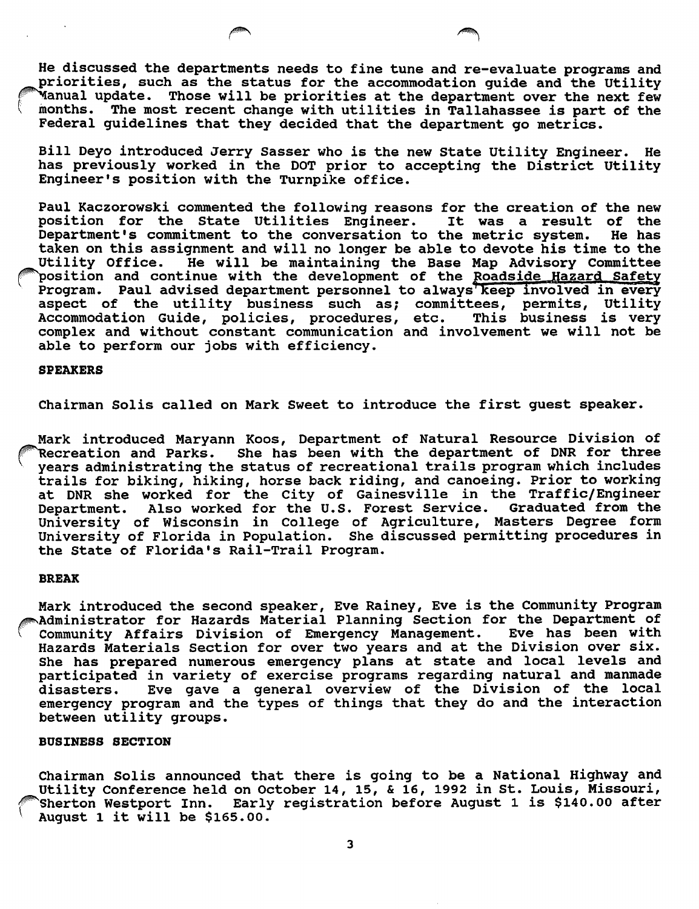He discussed the departments needs to fine tune and re-evaluate programs and priorities, such as the status for the accommodation guide and the Utility Manual update. Those will be priorities at the department over the next few months. The most recent change with utilities in Tallahassee is part of the Federal guidelines that they decided that the department go metrics.

Bill Deyo introduced Jerry Sasser who is the new State Utility Engineer. He has previously worked in the DOT prior to accepting the District Utility Engineer's position with the Turnpike office.

Paul Kaczorowski commented the following reasons for the creation of the new position for the State Utilities Engineer. It was a result of the Department's commitment to the conversation to the metric system. He has taken on this assignment and will no longer be able to devote his time to the Utility Office. He will be maintaining the Base Map Advisory Committee position and continue with the development of the Roadside Hazard Safety Program. Paul advised department personnel to always keep involved in every aspect of the utility business such as; committees, permits, Utility Accommodation Guide, policies, procedures, etc. This business is very complex and without constant communication and involvement we will not be able to perform our jobs with efficiency.

**SPEAKERS**

Chairman Solis called on Mark Sweet to introduce the first guest speaker.

Mark introduced Maryann Koos, Department of Natural Resource Division of Recreation and Parks. She has been with the department of DNR for three years administrating the status of recreational trails program which includes trails for biking, hiking, horse back riding, and canoeing. Prior to working at DNR she worked for the City of Gainesville in the Traffic/Engineer Department. Also worked for the U.S. Forest Service. Graduated from the University of Wisconsin in College of Agriculture, Masters Degree form University of Florida in Population. She discussed permitting procedures in the State of Florida's Rail-Trail Program.

**BREAK**

Mark introduced the second speaker, Eve Rainey, Eve is the Community Program Administrator for Hazards Material Planning Section for the Department of Community Affairs Division of Emergency Management. Eve has been with Hazards Materials Section for over two years and at the Division over six. She has prepared numerous emergency plans at state and local levels and participated in variety of exercise programs regarding natural and manmade disasters. Eve gave a general overview of the Division of the local emergency program and the types of things that they do and the interaction between utility groups.

**BUSINESS SECTION**

Chairman Solis announced that there is going to be a National Highway and Utility Conference held on October 14, 15, & 16, 1992 in St. Louis, Missouri, Sherton Westport Inn. Early registration before August 1 is $140.00 after August 1 it will be $165.00.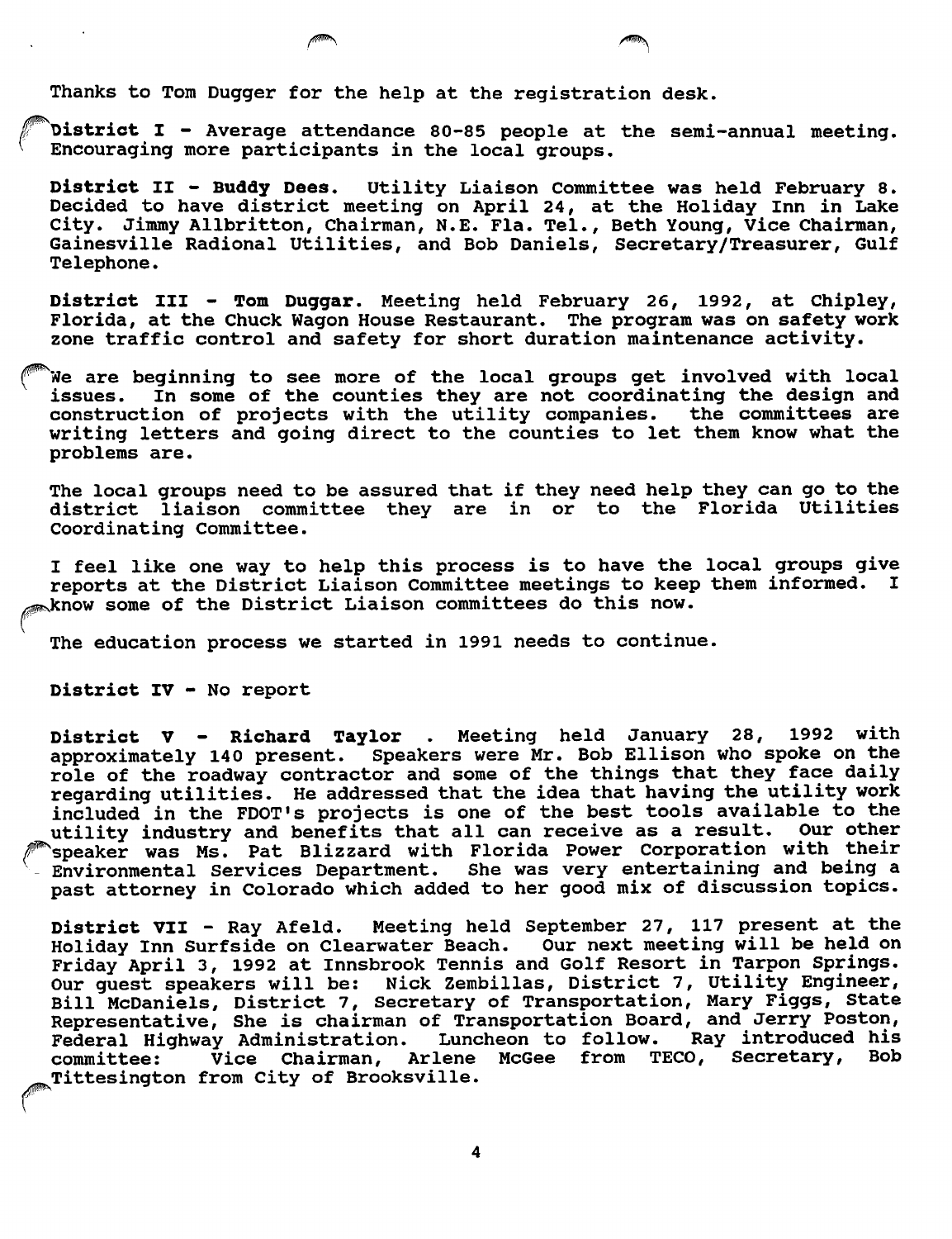Thanks to Tom Dugger for the help at the registration desk.

**District I** - Average attendance 80-85 people at the semi-annual meeting. Encouraging more participants in the local groups.

**District II - Buddy Dees.** Utility Liaison Committee was held February 8. Decided to have district meeting on April 24, at the Holiday Inn in Lake City. Jimmy Allbritton, Chairman, N.E. Fla. Tel., Beth Young, Vice Chairman, Gainesville Radional Utilities, and Bob Daniels, Secretary/Treasurer, Gulf Telephone.

**District III - Tom Duggar.** Meeting held February 26, 1992, at Chipley, Florida, at the Chuck Wagon House Restaurant. The program was on safety work zone traffic control and safety for short duration maintenance activity.

We are beginning to see more of the local groups get involved with local issues. In some of the counties they are not coordinating the design and construction of projects with the utility companies. the committees are writing letters and going direct to the counties to let them know what the problems are.

The local groups need to be assured that if they need help they can go to the district liaison committee they are in or to the Florida Utilities Coordinating Committee.

I feel like one way to help this process is to have the local groups give reports at the District Liaison Committee meetings to keep them informed. I know some of the District Liaison committees do this now.

The education process we started in 1991 needs to continue.

**District IV** - No report

**District V - Richard Taylor** . Meeting held January 28, 1992 with approximately 140 present. Speakers were Mr. Bob Ellison who spoke on the role of the roadway contractor and some of the things that they face daily regarding utilities. He addressed that the idea that having the utility work included in the FDOT's projects is one of the best tools available to the utility industry and benefits that all can receive as a result. Our other speaker was Ms. Pat Blizzard with Florida Power Corporation with their Environmental Services Department. She was very entertaining and being a past attorney in Colorado which added to her good mix of discussion topics.

**District VII** - Ray Afeld. Meeting held September 27, 117 present at the Holiday Inn Surfside on Clearwater Beach. Our next meeting will be held on Friday April 3, 1992 at Innsbrook Tennis and Golf Resort in Tarpon Springs. Our guest speakers will be: Nick Zembillas, District 7, Utility Engineer, Bill McDaniels, District 7, Secretary of Transportation, Mary Figgs, State Representative, She is chairman of Transportation Board, and Jerry Poston, Federal Highway Administration. Luncheon to follow. Ray introduced his committee: Vice Chairman, Arlene McGee from TECO, Secretary, Bob Tittesington from City of Brooksville.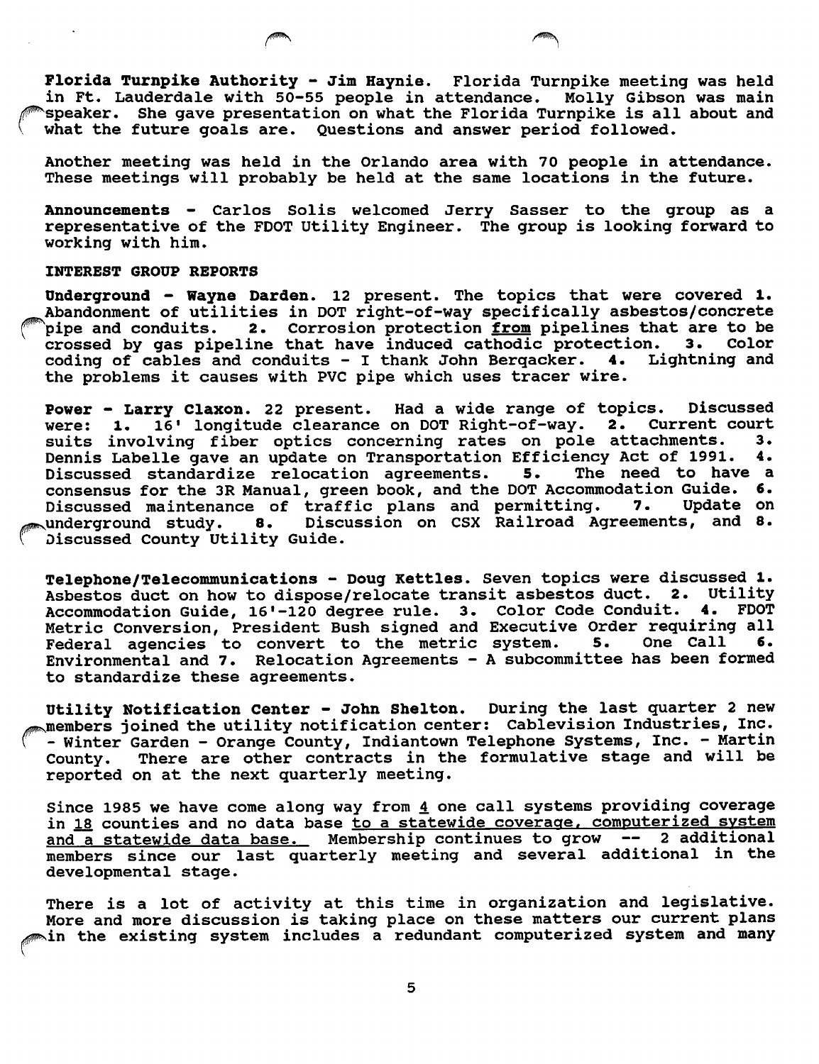**Florida Turnpike Authority - Jim Haynie.** Florida Turnpike meeting was held in Ft. Lauderdale with 50-55 people in attendance. Molly Gibson was main speaker. She gave presentation on what the Florida Turnpike is all about and what the future goals are. Questions and answer period followed.

Another meeting was held in the Orlando area with 70 people in attendance. These meetings will probably be held at the same locations in the future.

**Announcements** - Carlos Solis welcomed Jerry Sasser to the group as a representative of the FDOT Utility Engineer. The group is looking forward to working with him.

**INTEREST GROUP REPORTS**

**Underground - Wayne Darden.** 12 present. The topics that were covered **1.** Abandonment of utilities in DOT right-of-way specifically asbestos/concrete pipe and conduits. **2.** Corrosion protection <u>from</u> pipelines that are to be crossed by gas pipeline that have induced cathodic protection. **3.** Color coding of cables and conduits - I thank John Berqacker. **4.** Lightning and the problems it causes with PVC pipe which uses tracer wire.

**Power - Larry Claxon.** 22 present. Had a wide range of topics. Discussed were: **1.** 16' longitude clearance on DOT Right-of-way. **2.** Current court suits involving fiber optics concerning rates on pole attachments. **3.** Dennis Labelle gave an update on Transportation Efficiency Act of 1991. **4.** Discussed standardize relocation agreements. **5.** The need to have a consensus for the 3R Manual, green book, and the DOT Accommodation Guide. **6.** Discussed maintenance of traffic plans and permitting. **7.** Update on underground study. **8.** Discussion on CSX Railroad Agreements, and **8.** Discussed County Utility Guide.

**Telephone/Telecommunications - Doug Kettles.** Seven topics were discussed **1.** Asbestos duct on how to dispose/relocate transit asbestos duct. **2.** Utility Accommodation Guide, 16'-120 degree rule. **3.** Color Code Conduit. **4.** FDOT Metric Conversion, President Bush signed and Executive Order requiring all Federal agencies to convert to the metric system. **5.** One Call **6.** Environmental and **7.** Relocation Agreements - A subcommittee has been formed to standardize these agreements.

**Utility Notification Center - John Shelton.** During the last quarter 2 new members joined the utility notification center: Cablevision Industries, Inc. - Winter Garden - Orange County, Indiantown Telephone Systems, Inc. - Martin County. There are other contracts in the formulative stage and will be reported on at the next quarterly meeting.

Since 1985 we have come along way from <u>4</u> one call systems providing coverage in <u>18</u> counties and no data base <u>to a statewide coverage, computerized system and a statewide data base.</u> Membership continues to grow -- 2 additional members since our last quarterly meeting and several additional in the developmental stage.

There is a lot of activity at this time in organization and legislative. More and more discussion is taking place on these matters our current plans in the existing system includes a redundant computerized system and many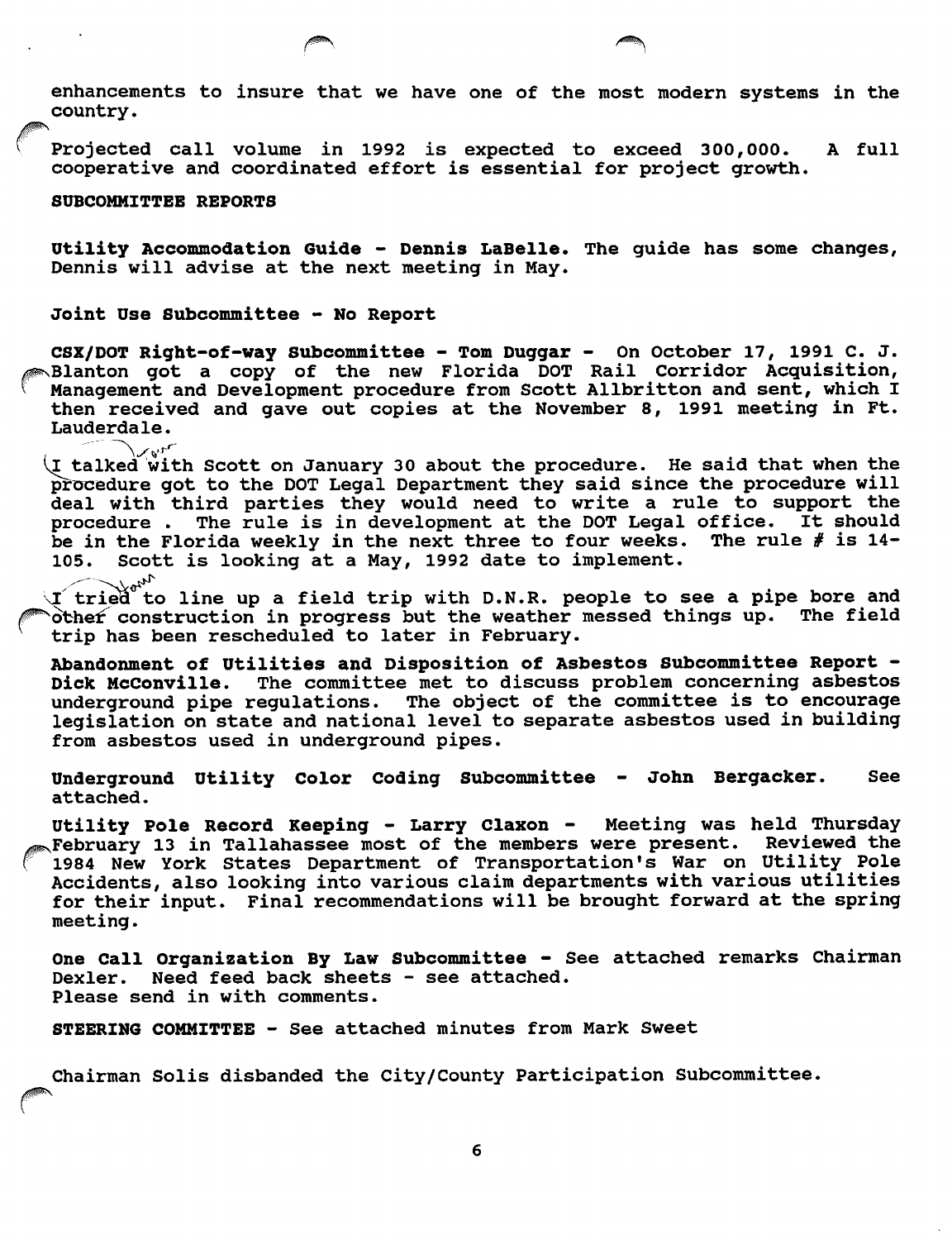enhancements to insure that we have one of the most modern systems in the country.

Projected call volume in 1992 is expected to exceed 300,000. A full cooperative and coordinated effort is essential for project growth.

**SUBCOMMITTEE REPORTS**

**Utility Accommodation Guide - Dennis LaBelle.** The guide has some changes, Dennis will advise at the next meeting in May.

**Joint Use Subcommittee - No Report**

**CSX/DOT Right-of-way Subcommittee - Tom Duggar -** On October 17, 1991 C. J. Blanton got a copy of the new Florida DOT Rail Corridor Acquisition, Management and Development procedure from Scott Allbritton and sent, which I then received and gave out copies at the November 8, 1991 meeting in Ft. Lauderdale.

I talked with Scott on January 30 about the procedure. He said that when the procedure got to the DOT Legal Department they said since the procedure will deal with third parties they would need to write a rule to support the procedure . The rule is in development at the DOT Legal office. It should be in the Florida weekly in the next three to four weeks. The rule # is 14-105. Scott is looking at a May, 1992 date to implement.

I tried to line up a field trip with D.N.R. people to see a pipe bore and other construction in progress but the weather messed things up. The field trip has been rescheduled to later in February.

**Abandonment of Utilities and Disposition of Asbestos Subcommittee Report - Dick McConville.** The committee met to discuss problem concerning asbestos underground pipe regulations. The object of the committee is to encourage legislation on state and national level to separate asbestos used in building from asbestos used in underground pipes.

**Underground Utility Color Coding Subcommittee - John Bergacker.** See attached.

**Utility Pole Record Keeping - Larry Claxon -** Meeting was held Thursday February 13 in Tallahassee most of the members were present. Reviewed the 1984 New York States Department of Transportation's War on Utility Pole Accidents, also looking into various claim departments with various utilities for their input. Final recommendations will be brought forward at the spring meeting.

**One Call Organization By Law Subcommittee -** See attached remarks Chairman Dexler. Need feed back sheets - see attached.
Please send in with comments.

**STEERING COMMITTEE -** See attached minutes from Mark Sweet

Chairman Solis disbanded the City/County Participation Subcommittee.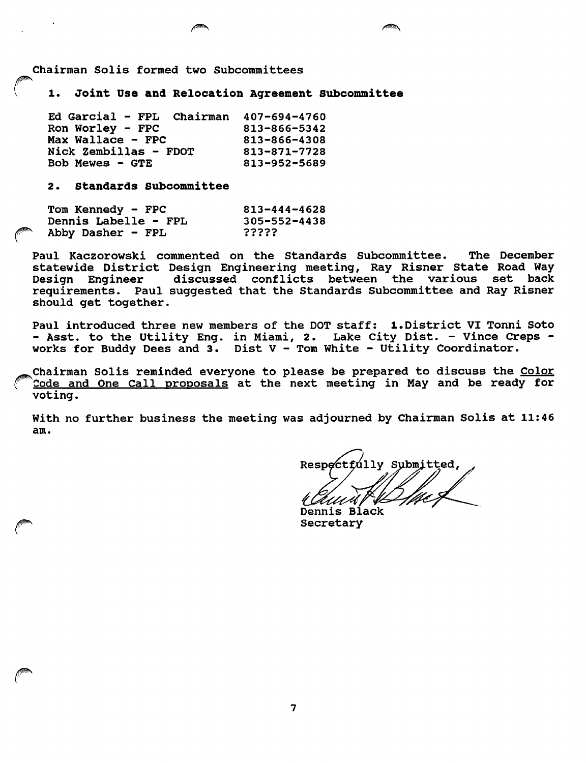Chairman Solis formed two Subcommittees

**1. Joint Use and Relocation Agreement Subcommittee**

| | |
|---|---|
| Ed Garcial - FPL Chairman | 407-694-4760 |
| Ron Worley - FPC | 813-866-5342 |
| Max Wallace - FPC | 813-866-4308 |
| Nick Zembillas - FDOT | 813-871-7728 |
| Bob Mewes - GTE | 813-952-5689 |

**2. Standards Subcommittee**

| | |
|---|---|
| Tom Kennedy - FPC | 813-444-4628 |
| Dennis Labelle - FPL | 305-552-4438 |
| Abby Dasher - FPL | ????? |

Paul Kaczorowski commented on the Standards Subcommittee. The December statewide District Design Engineering meeting, Ray Risner State Road Way Design Engineer discussed conflicts between the various set back requirements. Paul suggested that the Standards Subcommittee and Ray Risner should get together.

Paul introduced three new members of the DOT staff: **1.** District VI Tonni Soto - Asst. to the Utility Eng. in Miami, **2.** Lake City Dist. - Vince Creps - works for Buddy Dees and **3.** Dist V - Tom White - Utility Coordinator.

Chairman Solis reminded everyone to please be prepared to discuss the <u>Color Code and One Call proposals</u> at the next meeting in May and be ready for voting.

With no further business the meeting was adjourned by Chairman Solis at 11:46 am.

Respectfully Submitted,

Dennis Black
Secretary